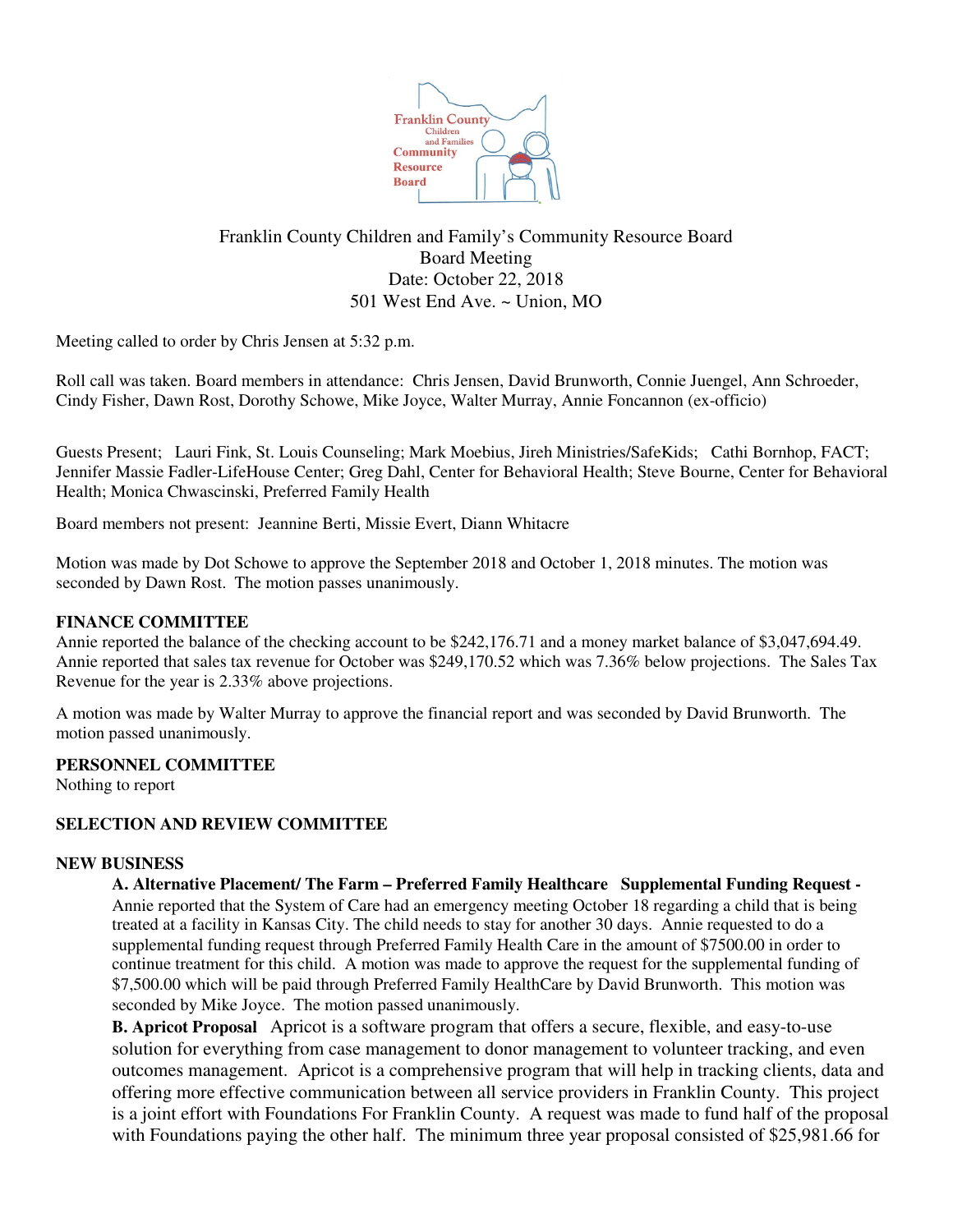Franklin County Children and Family's Community Resource Board
Board Meeting
Date: October 22, 2018
501 West End Ave. ~ Union, MO

Meeting called to order by Chris Jensen at 5:32 p.m.

Roll call was taken. Board members in attendance: Chris Jensen, David Brunworth, Connie Juengel, Ann Schroeder, Cindy Fisher, Dawn Rost, Dorothy Schowe, Mike Joyce, Walter Murray, Annie Foncannon (ex-officio)

Guests Present; Lauri Fink, St. Louis Counseling; Mark Moebius, Jireh Ministries/SafeKids; Cathi Bornhop, FACT; Jennifer Massie Fadler-LifeHouse Center; Greg Dahl, Center for Behavioral Health; Steve Bourne, Center for Behavioral Health; Monica Chwascinski, Preferred Family Health

Board members not present: Jeannine Berti, Missie Evert, Diann Whitacre

Motion was made by Dot Schowe to approve the September 2018 and October 1, 2018 minutes. The motion was seconded by Dawn Rost. The motion passes unanimously.

**FINANCE COMMITTEE**

Annie reported the balance of the checking account to be $242,176.71 and a money market balance of $3,047,694.49. Annie reported that sales tax revenue for October was $249,170.52 which was 7.36% below projections. The Sales Tax Revenue for the year is 2.33% above projections.

A motion was made by Walter Murray to approve the financial report and was seconded by David Brunworth. The motion passed unanimously.

**PERSONNEL COMMITTEE**

Nothing to report

**SELECTION AND REVIEW COMMITTEE**

**NEW BUSINESS**

**A. Alternative Placement/ The Farm – Preferred Family Healthcare Supplemental Funding Request -** Annie reported that the System of Care had an emergency meeting October 18 regarding a child that is being treated at a facility in Kansas City. The child needs to stay for another 30 days. Annie requested to do a supplemental funding request through Preferred Family Health Care in the amount of $7500.00 in order to continue treatment for this child. A motion was made to approve the request for the supplemental funding of $7,500.00 which will be paid through Preferred Family HealthCare by David Brunworth. This motion was seconded by Mike Joyce. The motion passed unanimously.

**B. Apricot Proposal** Apricot is a software program that offers a secure, flexible, and easy-to-use solution for everything from case management to donor management to volunteer tracking, and even outcomes management. Apricot is a comprehensive program that will help in tracking clients, data and offering more effective communication between all service providers in Franklin County. This project is a joint effort with Foundations For Franklin County. A request was made to fund half of the proposal with Foundations paying the other half. The minimum three year proposal consisted of $25,981.66 for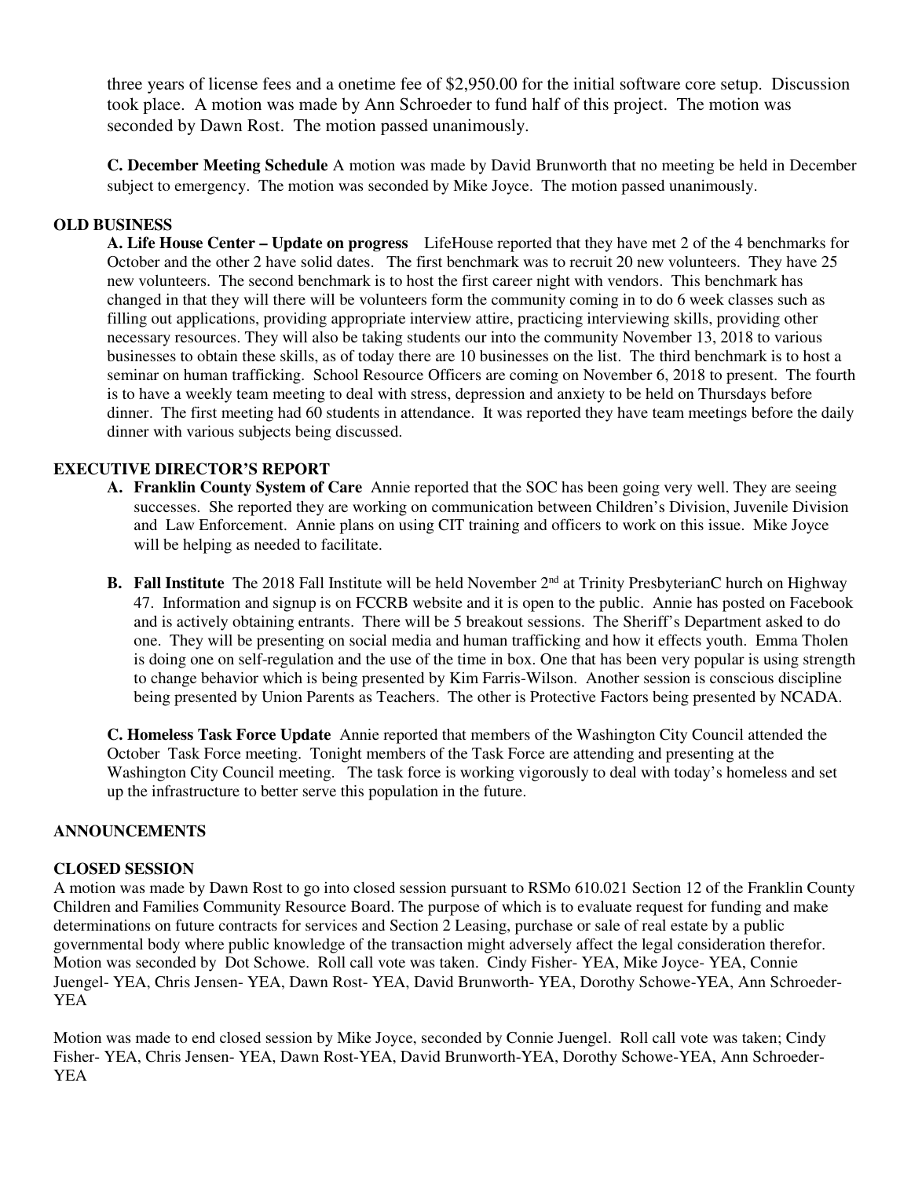three years of license fees and a onetime fee of $2,950.00 for the initial software core setup. Discussion took place. A motion was made by Ann Schroeder to fund half of this project. The motion was seconded by Dawn Rost. The motion passed unanimously.

**C. December Meeting Schedule** A motion was made by David Brunworth that no meeting be held in December subject to emergency. The motion was seconded by Mike Joyce. The motion passed unanimously.

## OLD BUSINESS

**A. Life House Center – Update on progress** LifeHouse reported that they have met 2 of the 4 benchmarks for October and the other 2 have solid dates. The first benchmark was to recruit 20 new volunteers. They have 25 new volunteers. The second benchmark is to host the first career night with vendors. This benchmark has changed in that they will there will be volunteers form the community coming in to do 6 week classes such as filling out applications, providing appropriate interview attire, practicing interviewing skills, providing other necessary resources. They will also be taking students our into the community November 13, 2018 to various businesses to obtain these skills, as of today there are 10 businesses on the list. The third benchmark is to host a seminar on human trafficking. School Resource Officers are coming on November 6, 2018 to present. The fourth is to have a weekly team meeting to deal with stress, depression and anxiety to be held on Thursdays before dinner. The first meeting had 60 students in attendance. It was reported they have team meetings before the daily dinner with various subjects being discussed.

## EXECUTIVE DIRECTOR'S REPORT

**A. Franklin County System of Care** Annie reported that the SOC has been going very well. They are seeing successes. She reported they are working on communication between Children's Division, Juvenile Division and Law Enforcement. Annie plans on using CIT training and officers to work on this issue. Mike Joyce will be helping as needed to facilitate.

**B. Fall Institute** The 2018 Fall Institute will be held November 2nd at Trinity PresbyterianC hurch on Highway 47. Information and signup is on FCCRB website and it is open to the public. Annie has posted on Facebook and is actively obtaining entrants. There will be 5 breakout sessions. The Sheriff's Department asked to do one. They will be presenting on social media and human trafficking and how it effects youth. Emma Tholen is doing one on self-regulation and the use of the time in box. One that has been very popular is using strength to change behavior which is being presented by Kim Farris-Wilson. Another session is conscious discipline being presented by Union Parents as Teachers. The other is Protective Factors being presented by NCADA.

**C. Homeless Task Force Update** Annie reported that members of the Washington City Council attended the October Task Force meeting. Tonight members of the Task Force are attending and presenting at the Washington City Council meeting. The task force is working vigorously to deal with today's homeless and set up the infrastructure to better serve this population in the future.

## ANNOUNCEMENTS

## CLOSED SESSION

A motion was made by Dawn Rost to go into closed session pursuant to RSMo 610.021 Section 12 of the Franklin County Children and Families Community Resource Board. The purpose of which is to evaluate request for funding and make determinations on future contracts for services and Section 2 Leasing, purchase or sale of real estate by a public governmental body where public knowledge of the transaction might adversely affect the legal consideration therefor. Motion was seconded by Dot Schowe. Roll call vote was taken. Cindy Fisher- YEA, Mike Joyce- YEA, Connie Juengel- YEA, Chris Jensen- YEA, Dawn Rost- YEA, David Brunworth- YEA, Dorothy Schowe-YEA, Ann Schroeder- YEA

Motion was made to end closed session by Mike Joyce, seconded by Connie Juengel. Roll call vote was taken; Cindy Fisher- YEA, Chris Jensen- YEA, Dawn Rost-YEA, David Brunworth-YEA, Dorothy Schowe-YEA, Ann Schroeder- YEA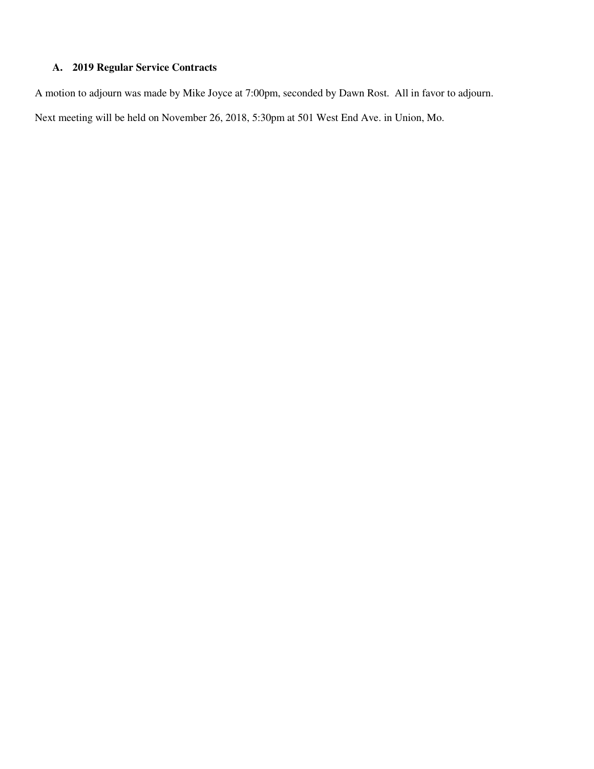**A. 2019 Regular Service Contracts**

A motion to adjourn was made by Mike Joyce at 7:00pm, seconded by Dawn Rost. All in favor to adjourn.

Next meeting will be held on November 26, 2018, 5:30pm at 501 West End Ave. in Union, Mo.